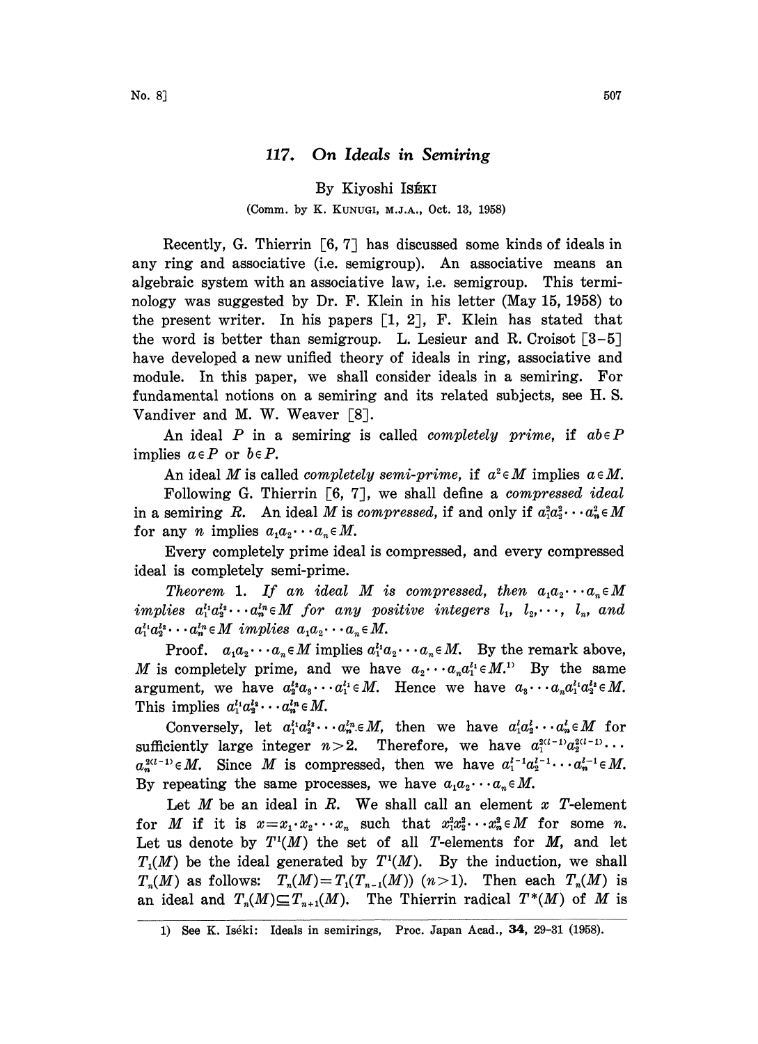# 117. On Ideals in Semiring

By Kiyoshi ISÉKI

(Comm. by K. KUNUGI, M.J.A., Oct. 13, 1958)

Recently, G. Thierrin [6, 7] has discussed some kinds of ideals in any ring and associative (i.e. semigroup). An associative means an algebraic system with an associative law, i.e. semigroup. This terminology was suggested by Dr. F. Klein in his letter (May 15, 1958) to the present writer. In his papers [1, 2], F. Klein has stated that the word is better than semigroup. L. Lesieur and R. Croisot [3–5] have developed a new unified theory of ideals in ring, associative and module. In this paper, we shall consider ideals in a semiring. For fundamental notions on a semiring and its related subjects, see H. S. Vandiver and M. W. Weaver [8].

An ideal $P$ in a semiring is called *completely prime*, if $ab\in P$ implies $a\in P$ or $b\in P$.

An ideal $M$ is called *completely semi-prime*, if $a^2\in M$ implies $a\in M$.

Following G. Thierrin [6, 7], we shall define a *compressed ideal* in a semiring $R$. An ideal $M$ is *compressed*, if and only if $a_1^2a_2^2\cdots a_n^2\in M$ for any $n$ implies $a_1a_2\cdots a_n\in M$.

Every completely prime ideal is compressed, and every compressed ideal is completely semi-prime.

*Theorem* 1. *If an ideal $M$ is compressed, then $a_1a_2\cdots a_n\in M$ implies $a_1^{l_1}a_2^{l_2}\cdots a_n^{l_n}\in M$ for any positive integers $l_1, l_2,\cdots, l_n$, and $a_1^{l_1}a_2^{l_2}\cdots a_n^{l_n}\in M$ implies $a_1a_2\cdots a_n\in M$.*

Proof. $a_1a_2\cdots a_n\in M$ implies $a_1^{l_1}a_2\cdots a_n\in M$. By the remark above, $M$ is completely prime, and we have $a_2\cdots a_na_1^{l_1}\in M$.[1] By the same argument, we have $a_2^{l_2}a_3\cdots a_1^{l_1}\in M$. Hence we have $a_3\cdots a_na_1^{l_1}a_2^{l_2}\in M$. This implies $a_1^{l_1}a_2^{l_2}\cdots a_n^{l_n}\in M$.

Conversely, let $a_1^{l_1}a_2^{l_2}\cdots a_n^{l_n}\in M$, then we have $a_1^la_2^l\cdots a_n^l\in M$ for sufficiently large integer $n>2$. Therefore, we have $a_1^{2(l-1)}a_2^{2(l-1)}\cdots a_n^{2(l-1)}\in M$. Since $M$ is compressed, then we have $a_1^{l-1}a_2^{l-1}\cdots a_n^{l-1}\in M$. By repeating the same processes, we have $a_1a_2\cdots a_n\in M$.

Let $M$ be an ideal in $R$. We shall call an element $x$ $T$-element for $M$ if it is $x=x_1\cdot x_2\cdots x_n$ such that $x_1^2x_2^2\cdots x_n^2\in M$ for some $n$. Let us denote by $T^1(M)$ the set of all $T$-elements for $M$, and let $T_1(M)$ be the ideal generated by $T^1(M)$. By the induction, we shall $T_n(M)$ as follows: $T_n(M)=T_1(T_{n-1}(M))$ $(n>1)$. Then each $T_n(M)$ is an ideal and $T_n(M)\subseteq T_{n+1}(M)$. The Thierrin radical $T^*(M)$ of $M$ is

1) See K. Iséki: Ideals in semirings, Proc. Japan Acad., **34**, 29–31 (1958).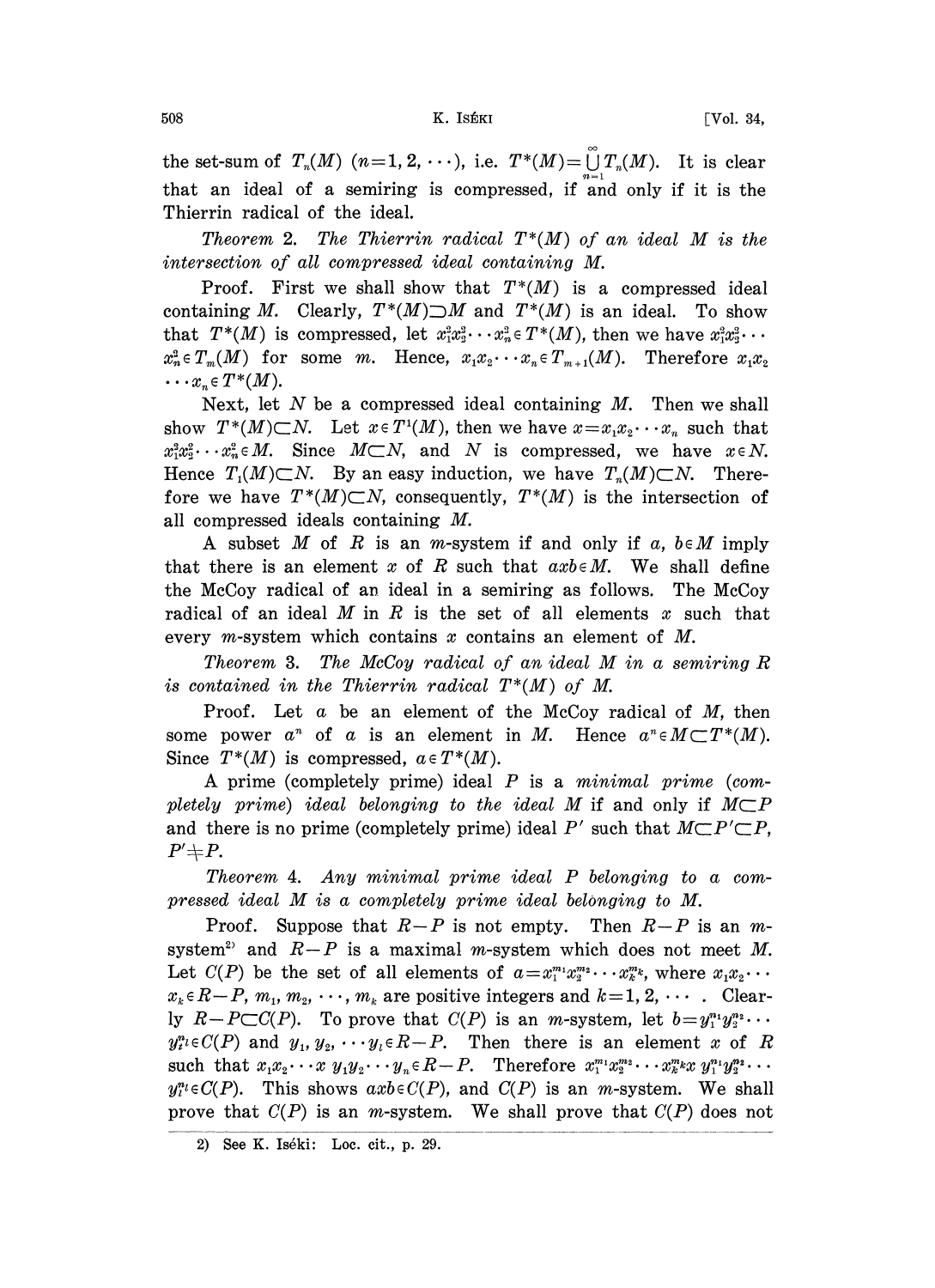the set-sum of $T_n(M)$ $(n=1, 2, \cdots)$, i.e. $T^*(M)=\bigcup_{n=1}^{\infty} T_n(M)$. It is clear that an ideal of a semiring is compressed, if and only if it is the Thierrin radical of the ideal.

*Theorem* 2. *The Thierrin radical $T^*(M)$ of an ideal $M$ is the intersection of all compressed ideal containing $M$.*

Proof. First we shall show that $T^*(M)$ is a compressed ideal containing $M$. Clearly, $T^*(M)\supset M$ and $T^*(M)$ is an ideal. To show that $T^*(M)$ is compressed, let $x_1^2x_2^2\cdots x_n^2 \in T^*(M)$, then we have $x_1^2x_2^2\cdots x_n^2 \in T_m(M)$ for some $m$. Hence, $x_1x_2\cdots x_n \in T_{m+1}(M)$. Therefore $x_1x_2\cdots x_n \in T^*(M)$.

Next, let $N$ be a compressed ideal containing $M$. Then we shall show $T^*(M)\subset N$. Let $x\in T^1(M)$, then we have $x=x_1x_2\cdots x_n$ such that $x_1^2x_2^2\cdots x_n^2 \in M$. Since $M\subset N$, and $N$ is compressed, we have $x\in N$. Hence $T_1(M)\subset N$. By an easy induction, we have $T_n(M)\subset N$. Therefore we have $T^*(M)\subset N$, consequently, $T^*(M)$ is the intersection of all compressed ideals containing $M$.

A subset $M$ of $R$ is an $m$-system if and only if $a, b\in M$ imply that there is an element $x$ of $R$ such that $axb\in M$. We shall define the McCoy radical of an ideal in a semiring as follows. The McCoy radical of an ideal $M$ in $R$ is the set of all elements $x$ such that every $m$-system which contains $x$ contains an element of $M$.

*Theorem* 3. *The McCoy radical of an ideal $M$ in a semiring $R$ is contained in the Thierrin radical $T^*(M)$ of $M$.*

Proof. Let $a$ be an element of the McCoy radical of $M$, then some power $a^n$ of $a$ is an element in $M$. Hence $a^n\in M\subset T^*(M)$. Since $T^*(M)$ is compressed, $a\in T^*(M)$.

A prime (completely prime) ideal $P$ is a *minimal prime (completely prime) ideal belonging to the ideal $M$* if and only if $M\subset P$ and there is no prime (completely prime) ideal $P'$ such that $M\subset P'\subset P$, $P'\neq P$.

*Theorem* 4. *Any minimal prime ideal $P$ belonging to a compressed ideal $M$ is a completely prime ideal belonging to $M$.*

Proof. Suppose that $R-P$ is not empty. Then $R-P$ is an $m$-system[2] and $R-P$ is a maximal $m$-system which does not meet $M$. Let $C(P)$ be the set of all elements of $a=x_1^{m_1}x_2^{m_2}\cdots x_k^{m_k}$, where $x_1x_2\cdots x_k\in R-P$, $m_1, m_2, \cdots, m_k$ are positive integers and $k=1, 2, \cdots$. Clearly $R-P\subset C(P)$. To prove that $C(P)$ is an $m$-system, let $b=y_1^{n_1}y_2^{n_2}\cdots y_l^{n_l}\in C(P)$ and $y_1, y_2, \cdots y_l\in R-P$. Then there is an element $x$ of $R$ such that $x_1x_2\cdots x\ y_1y_2\cdots y_n\in R-P$. Therefore $x_1^{m_1}x_2^{m_2}\cdots x_k^{m_k}x\ y_1^{n_1}y_2^{n_2}\cdots y_l^{n_l}\in C(P)$. This shows $axb\in C(P)$, and $C(P)$ is an $m$-system. We shall prove that $C(P)$ is an $m$-system. We shall prove that $C(P)$ does not

2) See K. Iséki: Loc. cit., p. 29.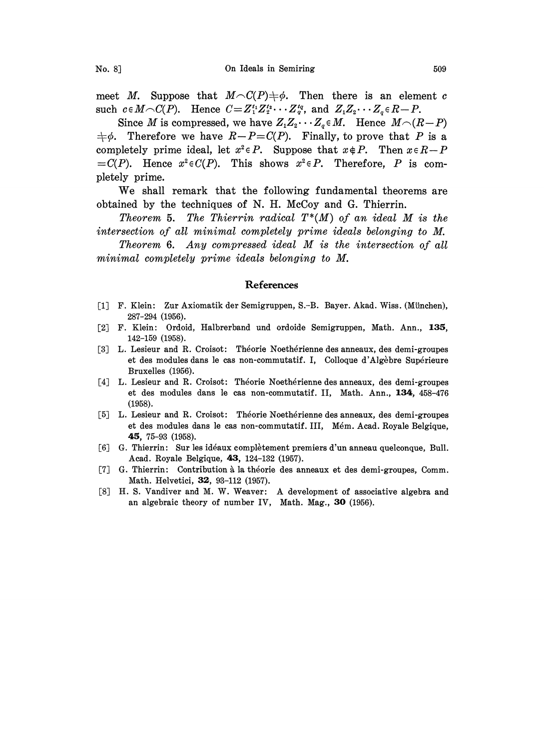meet $M$. Suppose that $M \frown C(P) \neq \phi$. Then there is an element $c$ such $c \in M \frown C(P)$. Hence $C = Z_1^{t_1} Z_2^{t_2} \cdots Z_q^{t_q}$, and $Z_1 Z_2 \cdots Z_q \in R - P$.

Since $M$ is compressed, we have $Z_1 Z_2 \cdots Z_q \in M$. Hence $M \frown (R-P) \neq \phi$. Therefore we have $R - P = C(P)$. Finally, to prove that $P$ is a completely prime ideal, let $x^2 \in P$. Suppose that $x \notin P$. Then $x \in R - P = C(P)$. Hence $x^2 \in C(P)$. This shows $x^2 \notin P$. Therefore, $P$ is completely prime.

We shall remark that the following fundamental theorems are obtained by the techniques of N. H. McCoy and G. Thierrin.

*Theorem* 5. *The Thierrin radical $T^*(M)$ of an ideal $M$ is the intersection of all minimal completely prime ideals belonging to $M$.*

*Theorem* 6. *Any compressed ideal $M$ is the intersection of all minimal completely prime ideals belonging to $M$.*

## References

[1] F. Klein: Zur Axiomatik der Semigruppen, S.-B. Bayer. Akad. Wiss. (München), 287-294 (1956).

[2] F. Klein: Ordoid, Halbrerband und ordoide Semigruppen, Math. Ann., **135**, 142-159 (1958).

[3] L. Lesieur and R. Croisot: Théorie Noethérienne des anneaux, des demi-groupes et des modules dans le cas non-commutatif. I, Colloque d'Algèbre Supérieure Bruxelles (1956).

[4] L. Lesieur and R. Croisot: Théorie Noethérienne des anneaux, des demi-groupes et des modules dans le cas non-commutatif. II, Math. Ann., **134**, 458-476 (1958).

[5] L. Lesieur and R. Croisot: Théorie Noethérienne des anneaux, des demi-groupes et des modules dans le cas non-commutatif. III, Mém. Acad. Royale Belgique, **45**, 75-93 (1958).

[6] G. Thierrin: Sur les idéaux complètement premiers d'un anneau quelconque, Bull. Acad. Royale Belgique, **43**, 124-132 (1957).

[7] G. Thierrin: Contribution à la théorie des anneaux et des demi-groupes, Comm. Math. Helvetici, **32**, 93-112 (1957).

[8] H. S. Vandiver and M. W. Weaver: A development of associative algebra and an algebraic theory of number IV, Math. Mag., **30** (1956).